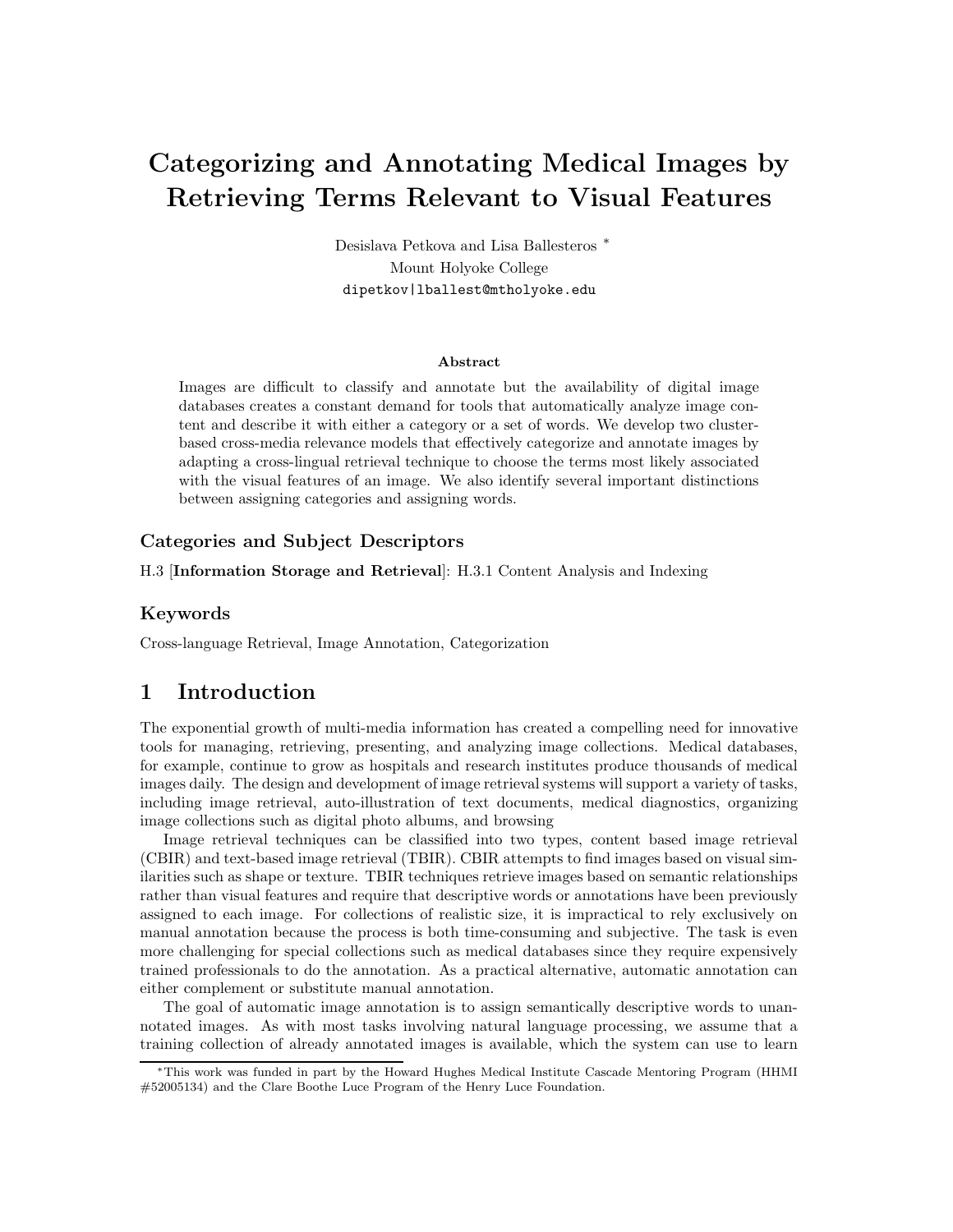# Categorizing and Annotating Medical Images by Retrieving Terms Relevant to Visual Features

Desislava Petkova and Lisa Ballesteros *

Mount Holyoke College

dipetkov|lballest@mtholyoke.edu

### Abstract

Images are difficult to classify and annotate but the availability of digital image databases creates a constant demand for tools that automatically analyze image content and describe it with either a category or a set of words. We develop two cluster-based cross-media relevance models that effectively categorize and annotate images by adapting a cross-lingual retrieval technique to choose the terms most likely associated with the visual features of an image. We also identify several important distinctions between assigning categories and assigning words.

### Categories and Subject Descriptors

H.3 [**Information Storage and Retrieval**]: H.3.1 Content Analysis and Indexing

### Keywords

Cross-language Retrieval, Image Annotation, Categorization

## 1 Introduction

The exponential growth of multi-media information has created a compelling need for innovative tools for managing, retrieving, presenting, and analyzing image collections. Medical databases, for example, continue to grow as hospitals and research institutes produce thousands of medical images daily. The design and development of image retrieval systems will support a variety of tasks, including image retrieval, auto-illustration of text documents, medical diagnostics, organizing image collections such as digital photo albums, and browsing

Image retrieval techniques can be classified into two types, content based image retrieval (CBIR) and text-based image retrieval (TBIR). CBIR attempts to find images based on visual similarities such as shape or texture. TBIR techniques retrieve images based on semantic relationships rather than visual features and require that descriptive words or annotations have been previously assigned to each image. For collections of realistic size, it is impractical to rely exclusively on manual annotation because the process is both time-consuming and subjective. The task is even more challenging for special collections such as medical databases since they require expensively trained professionals to do the annotation. As a practical alternative, automatic annotation can either complement or substitute manual annotation.

The goal of automatic image annotation is to assign semantically descriptive words to unannotated images. As with most tasks involving natural language processing, we assume that a training collection of already annotated images is available, which the system can use to learn

*This work was funded in part by the Howard Hughes Medical Institute Cascade Mentoring Program (HHMI #52005134) and the Clare Boothe Luce Program of the Henry Luce Foundation.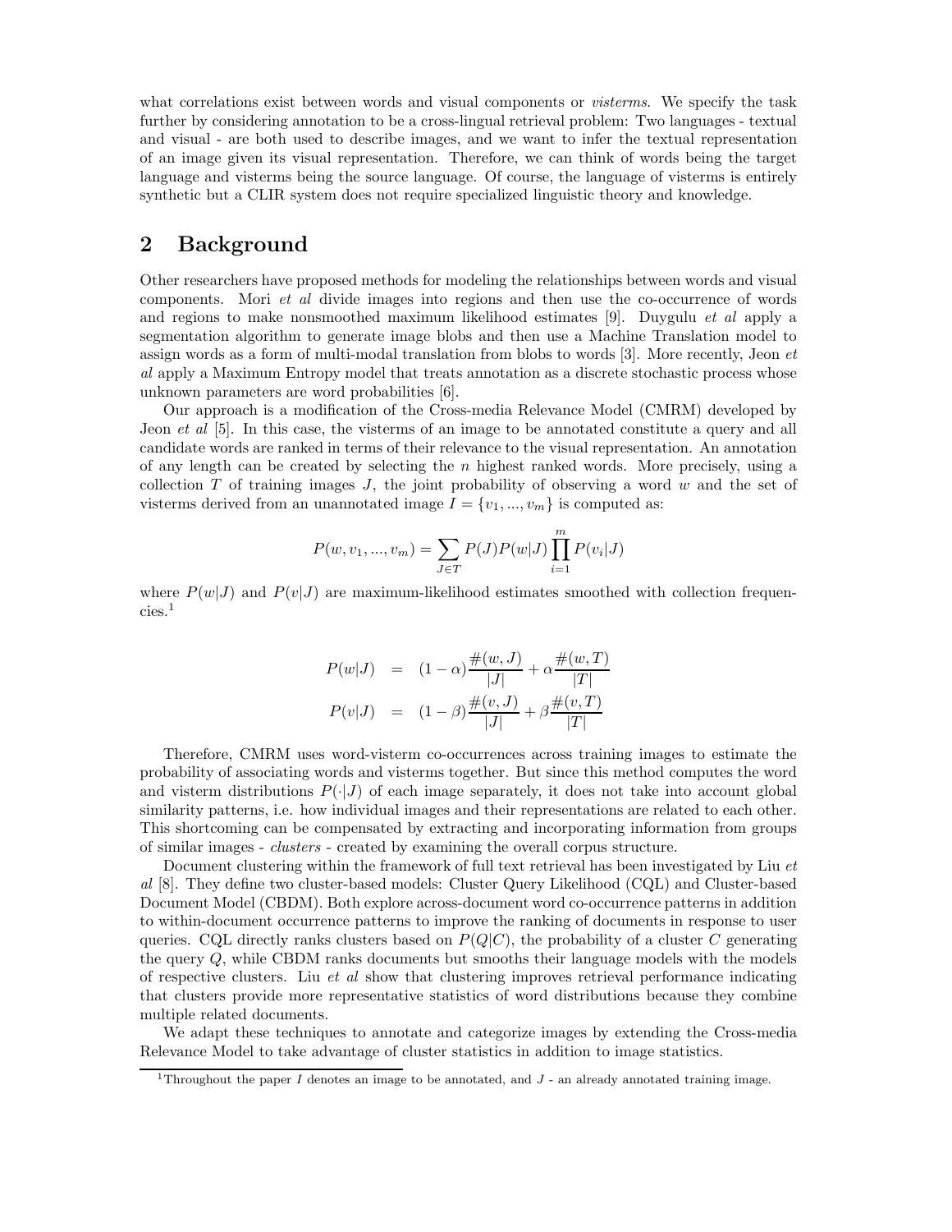what correlations exist between words and visual components or *visterms*. We specify the task further by considering annotation to be a cross-lingual retrieval problem: Two languages - textual and visual - are both used to describe images, and we want to infer the textual representation of an image given its visual representation. Therefore, we can think of words being the target language and visterms being the source language. Of course, the language of visterms is entirely synthetic but a CLIR system does not require specialized linguistic theory and knowledge.

## 2 Background

Other researchers have proposed methods for modeling the relationships between words and visual components. Mori *et al* divide images into regions and then use the co-occurrence of words and regions to make nonsmoothed maximum likelihood estimates [9]. Duygulu *et al* apply a segmentation algorithm to generate image blobs and then use a Machine Translation model to assign words as a form of multi-modal translation from blobs to words [3]. More recently, Jeon *et al* apply a Maximum Entropy model that treats annotation as a discrete stochastic process whose unknown parameters are word probabilities [6].

Our approach is a modification of the Cross-media Relevance Model (CMRM) developed by Jeon *et al* [5]. In this case, the visterms of an image to be annotated constitute a query and all candidate words are ranked in terms of their relevance to the visual representation. An annotation of any length can be created by selecting the $n$ highest ranked words. More precisely, using a collection $T$ of training images $J$, the joint probability of observing a word $w$ and the set of visterms derived from an unannotated image $I = \{v_1, ..., v_m\}$ is computed as:

$$P(w, v_1, ..., v_m) = \sum_{J \in T} P(J) P(w|J) \prod_{i=1}^{m} P(v_i|J)$$

where $P(w|J)$ and $P(v|J)$ are maximum-likelihood estimates smoothed with collection frequencies.[1]

$$\begin{aligned} P(w|J) &= (1-\alpha)\frac{\#(w,J)}{|J|} + \alpha\frac{\#(w,T)}{|T|} \\ P(v|J) &= (1-\beta)\frac{\#(v,J)}{|J|} + \beta\frac{\#(v,T)}{|T|} \end{aligned}$$

Therefore, CMRM uses word-visterm co-occurrences across training images to estimate the probability of associating words and visterms together. But since this method computes the word and visterm distributions $P(\cdot|J)$ of each image separately, it does not take into account global similarity patterns, i.e. how individual images and their representations are related to each other. This shortcoming can be compensated by extracting and incorporating information from groups of similar images - *clusters* - created by examining the overall corpus structure.

Document clustering within the framework of full text retrieval has been investigated by Liu *et al* [8]. They define two cluster-based models: Cluster Query Likelihood (CQL) and Cluster-based Document Model (CBDM). Both explore across-document word co-occurrence patterns in addition to within-document occurrence patterns to improve the ranking of documents in response to user queries. CQL directly ranks clusters based on $P(Q|C)$, the probability of a cluster $C$ generating the query $Q$, while CBDM ranks documents but smooths their language models with the models of respective clusters. Liu *et al* show that clustering improves retrieval performance indicating that clusters provide more representative statistics of word distributions because they combine multiple related documents.

We adapt these techniques to annotate and categorize images by extending the Cross-media Relevance Model to take advantage of cluster statistics in addition to image statistics.

[1] Throughout the paper $I$ denotes an image to be annotated, and $J$ - an already annotated training image.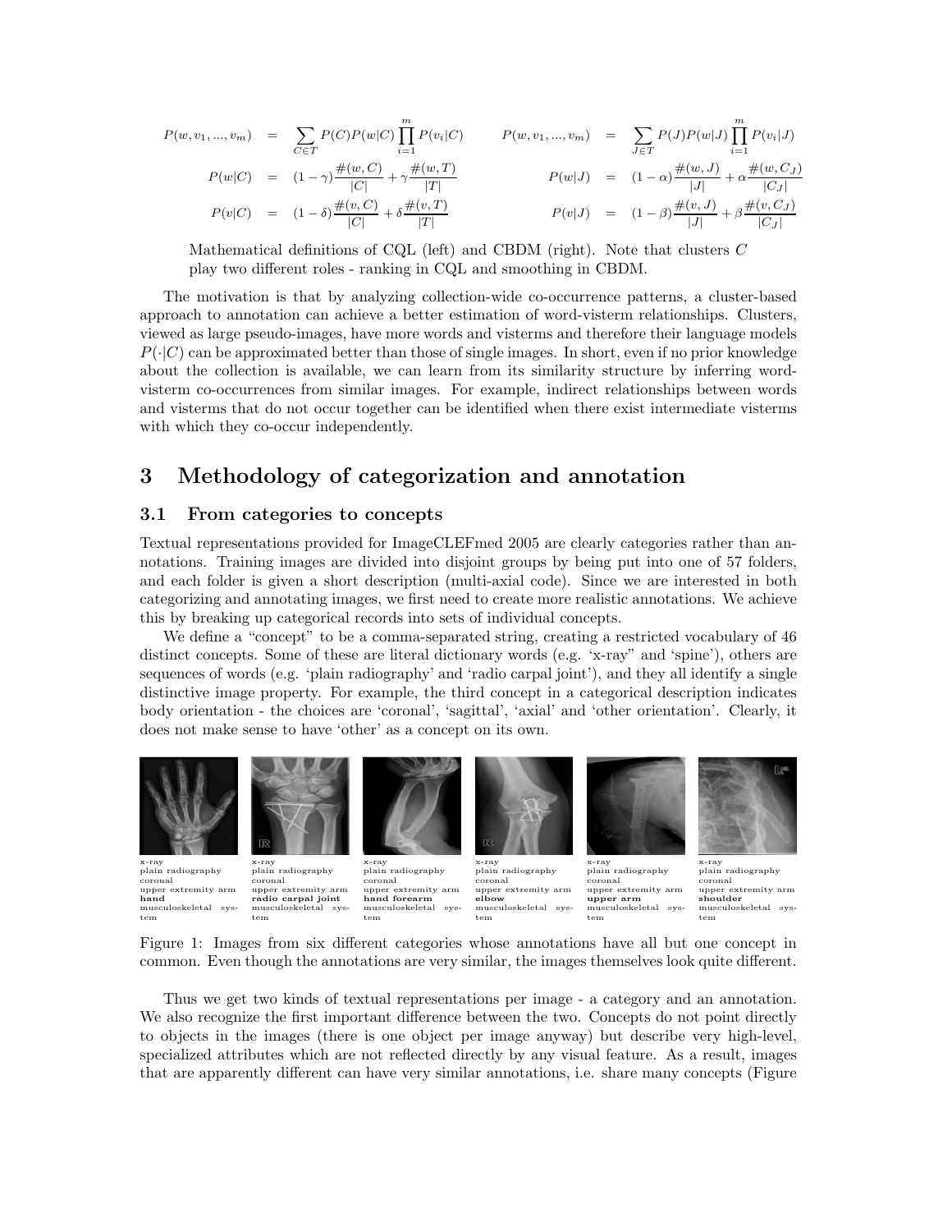$$
\begin{aligned}
P(w, v_1, ..., v_m) &= \sum_{C \in T} P(C) P(w|C) \prod_{i=1}^{m} P(v_i|C) \\
P(w|C) &= (1-\gamma)\frac{\#(w,C)}{|C|} + \gamma \frac{\#(w,T)}{|T|} \\
P(v|C) &= (1-\delta)\frac{\#(v,C)}{|C|} + \delta \frac{\#(v,T)}{|T|}
\end{aligned}
\qquad
\begin{aligned}
P(w, v_1, ..., v_m) &= \sum_{J \in T} P(J) P(w|J) \prod_{i=1}^{m} P(v_i|J) \\
P(w|J) &= (1-\alpha)\frac{\#(w,J)}{|J|} + \alpha \frac{\#(w,C_J)}{|C_J|} \\
P(v|J) &= (1-\beta)\frac{\#(v,J)}{|J|} + \beta \frac{\#(v,C_J)}{|C_J|}
\end{aligned}
$$

Mathematical definitions of CQL (left) and CBDM (right). Note that clusters $C$ play two different roles - ranking in CQL and smoothing in CBDM.

The motivation is that by analyzing collection-wide co-occurrence patterns, a cluster-based approach to annotation can achieve a better estimation of word-visterm relationships. Clusters, viewed as large pseudo-images, have more words and visterms and therefore their language models $P(\cdot|C)$ can be approximated better than those of single images. In short, even if no prior knowledge about the collection is available, we can learn from its similarity structure by inferring word-visterm co-occurrences from similar images. For example, indirect relationships between words and visterms that do not occur together can be identified when there exist intermediate visterms with which they co-occur independently.

# 3 Methodology of categorization and annotation

## 3.1 From categories to concepts

Textual representations provided for ImageCLEFmed 2005 are clearly categories rather than annotations. Training images are divided into disjoint groups by being put into one of 57 folders, and each folder is given a short description (multi-axial code). Since we are interested in both categorizing and annotating images, we first need to create more realistic annotations. We achieve this by breaking up categorical records into sets of individual concepts.

We define a "concept" to be a comma-separated string, creating a restricted vocabulary of 46 distinct concepts. Some of these are literal dictionary words (e.g. 'x-ray" and 'spine'), others are sequences of words (e.g. 'plain radiography' and 'radio carpal joint'), and they all identify a single distinctive image property. For example, the third concept in a categorical description indicates body orientation - the choices are 'coronal', 'sagittal', 'axial' and 'other orientation'. Clearly, it does not make sense to have 'other' as a concept on its own.

| x-ray plain radiography coronal upper extremity arm **hand** musculoskeletal system | x-ray plain radiography coronal upper extremity arm **radio carpal joint** musculoskeletal system | x-ray plain radiography coronal upper extremity arm **hand forearm** musculoskeletal system | x-ray plain radiography coronal upper extremity arm **elbow** musculoskeletal system | x-ray plain radiography coronal upper extremity arm **upper arm** musculoskeletal system | x-ray plain radiography coronal upper extremity arm **shoulder** musculoskeletal system |
|---|---|---|---|---|---|

Figure 1: Images from six different categories whose annotations have all but one concept in common. Even though the annotations are very similar, the images themselves look quite different.

Thus we get two kinds of textual representations per image - a category and an annotation. We also recognize the first important difference between the two. Concepts do not point directly to objects in the images (there is one object per image anyway) but describe very high-level, specialized attributes which are not reflected directly by any visual feature. As a result, images that are apparently different can have very similar annotations, i.e. share many concepts (Figure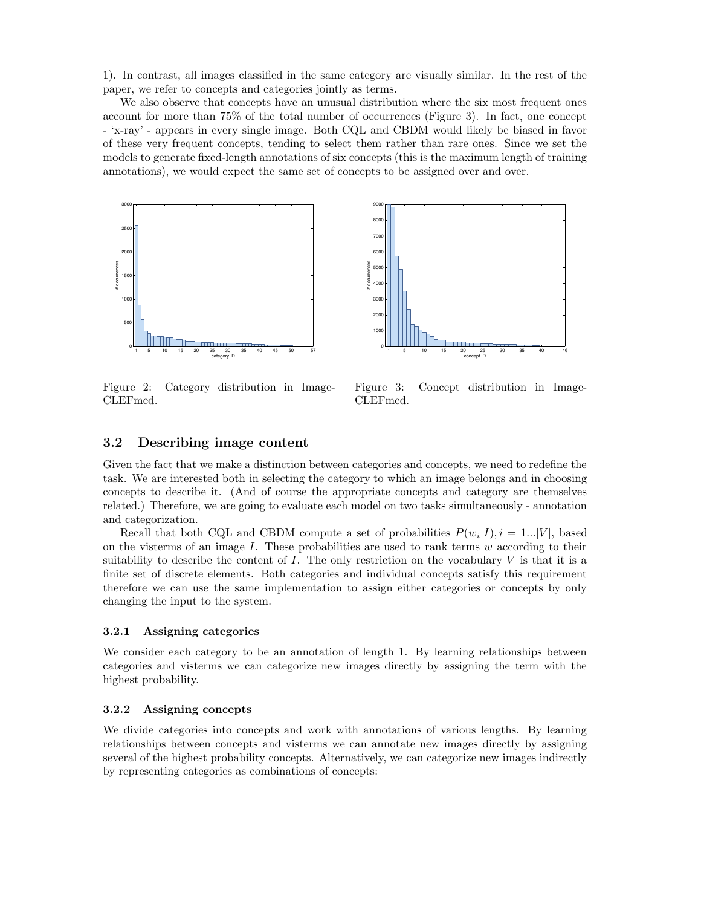1). In contrast, all images classified in the same category are visually similar. In the rest of the paper, we refer to concepts and categories jointly as terms.

We also observe that concepts have an unusual distribution where the six most frequent ones account for more than 75% of the total number of occurrences (Figure 3). In fact, one concept - 'x-ray' - appears in every single image. Both CQL and CBDM would likely be biased in favor of these very frequent concepts, tending to select them rather than rare ones. Since we set the models to generate fixed-length annotations of six concepts (this is the maximum length of training annotations), we would expect the same set of concepts to be assigned over and over.

Figure 2: Category distribution in ImageCLEFmed.

Figure 3: Concept distribution in ImageCLEFmed.

## 3.2 Describing image content

Given the fact that we make a distinction between categories and concepts, we need to redefine the task. We are interested both in selecting the category to which an image belongs and in choosing concepts to describe it. (And of course the appropriate concepts and category are themselves related.) Therefore, we are going to evaluate each model on two tasks simultaneously - annotation and categorization.

Recall that both CQL and CBDM compute a set of probabilities $P(w_i|I), i = 1...|V|$, based on the visterms of an image $I$. These probabilities are used to rank terms $w$ according to their suitability to describe the content of $I$. The only restriction on the vocabulary $V$ is that it is a finite set of discrete elements. Both categories and individual concepts satisfy this requirement therefore we can use the same implementation to assign either categories or concepts by only changing the input to the system.

### 3.2.1 Assigning categories

We consider each category to be an annotation of length 1. By learning relationships between categories and visterms we can categorize new images directly by assigning the term with the highest probability.

### 3.2.2 Assigning concepts

We divide categories into concepts and work with annotations of various lengths. By learning relationships between concepts and visterms we can annotate new images directly by assigning several of the highest probability concepts. Alternatively, we can categorize new images indirectly by representing categories as combinations of concepts: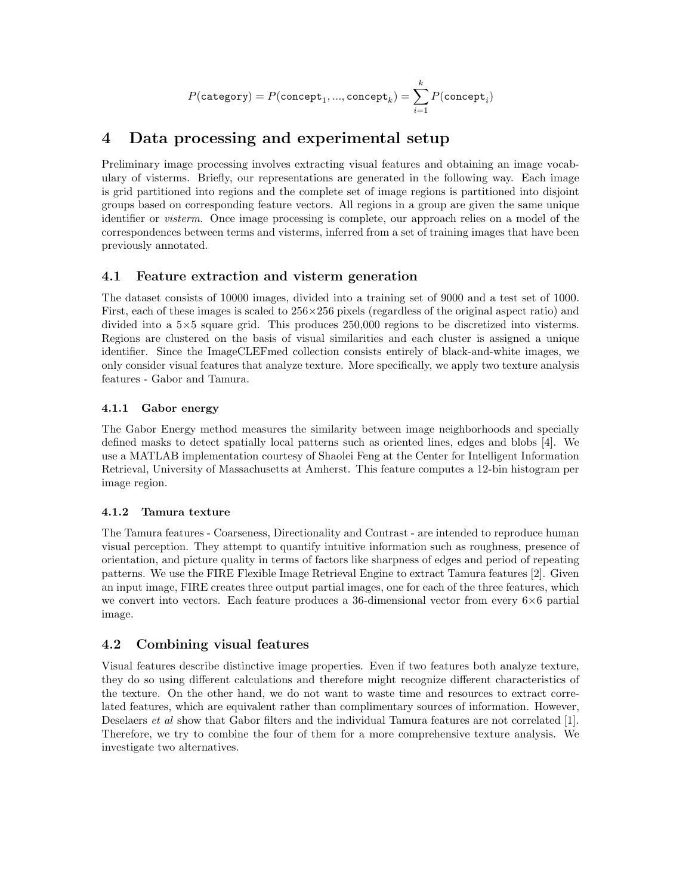$$P(\texttt{category}) = P(\texttt{concept}_1, ..., \texttt{concept}_k) = \sum_{i=1}^{k} P(\texttt{concept}_i)$$

# 4 Data processing and experimental setup

Preliminary image processing involves extracting visual features and obtaining an image vocabulary of visterms. Briefly, our representations are generated in the following way. Each image is grid partitioned into regions and the complete set of image regions is partitioned into disjoint groups based on corresponding feature vectors. All regions in a group are given the same unique identifier or *visterm*. Once image processing is complete, our approach relies on a model of the correspondences between terms and visterms, inferred from a set of training images that have been previously annotated.

## 4.1 Feature extraction and visterm generation

The dataset consists of 10000 images, divided into a training set of 9000 and a test set of 1000. First, each of these images is scaled to 256×256 pixels (regardless of the original aspect ratio) and divided into a 5×5 square grid. This produces 250,000 regions to be discretized into visterms. Regions are clustered on the basis of visual similarities and each cluster is assigned a unique identifier. Since the ImageCLEFmed collection consists entirely of black-and-white images, we only consider visual features that analyze texture. More specifically, we apply two texture analysis features - Gabor and Tamura.

### 4.1.1 Gabor energy

The Gabor Energy method measures the similarity between image neighborhoods and specially defined masks to detect spatially local patterns such as oriented lines, edges and blobs [4]. We use a MATLAB implementation courtesy of Shaolei Feng at the Center for Intelligent Information Retrieval, University of Massachusetts at Amherst. This feature computes a 12-bin histogram per image region.

### 4.1.2 Tamura texture

The Tamura features - Coarseness, Directionality and Contrast - are intended to reproduce human visual perception. They attempt to quantify intuitive information such as roughness, presence of orientation, and picture quality in terms of factors like sharpness of edges and period of repeating patterns. We use the FIRE Flexible Image Retrieval Engine to extract Tamura features [2]. Given an input image, FIRE creates three output partial images, one for each of the three features, which we convert into vectors. Each feature produces a 36-dimensional vector from every 6×6 partial image.

## 4.2 Combining visual features

Visual features describe distinctive image properties. Even if two features both analyze texture, they do so using different calculations and therefore might recognize different characteristics of the texture. On the other hand, we do not want to waste time and resources to extract correlated features, which are equivalent rather than complimentary sources of information. However, Deselaers *et al* show that Gabor filters and the individual Tamura features are not correlated [1]. Therefore, we try to combine the four of them for a more comprehensive texture analysis. We investigate two alternatives.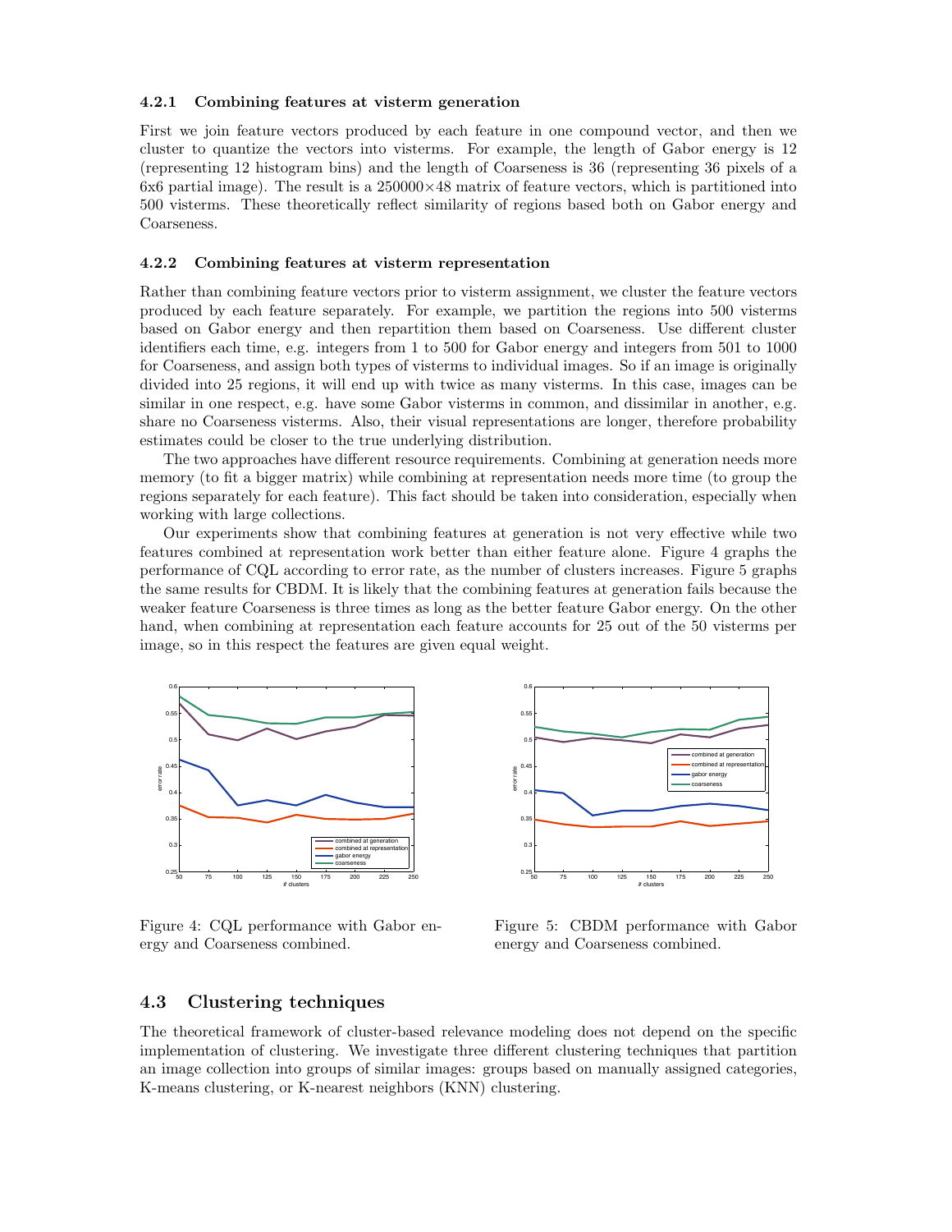#### 4.2.1 Combining features at visterm generation

First we join feature vectors produced by each feature in one compound vector, and then we cluster to quantize the vectors into visterms. For example, the length of Gabor energy is 12 (representing 12 histogram bins) and the length of Coarseness is 36 (representing 36 pixels of a 6x6 partial image). The result is a $250000 \times 48$ matrix of feature vectors, which is partitioned into 500 visterms. These theoretically reflect similarity of regions based both on Gabor energy and Coarseness.

#### 4.2.2 Combining features at visterm representation

Rather than combining feature vectors prior to visterm assignment, we cluster the feature vectors produced by each feature separately. For example, we partition the regions into 500 visterms based on Gabor energy and then repartition them based on Coarseness. Use different cluster identifiers each time, e.g. integers from 1 to 500 for Gabor energy and integers from 501 to 1000 for Coarseness, and assign both types of visterms to individual images. So if an image is originally divided into 25 regions, it will end up with twice as many visterms. In this case, images can be similar in one respect, e.g. have some Gabor visterms in common, and dissimilar in another, e.g. share no Coarseness visterms. Also, their visual representations are longer, therefore probability estimates could be closer to the true underlying distribution.

The two approaches have different resource requirements. Combining at generation needs more memory (to fit a bigger matrix) while combining at representation needs more time (to group the regions separately for each feature). This fact should be taken into consideration, especially when working with large collections.

Our experiments show that combining features at generation is not very effective while two features combined at representation work better than either feature alone. Figure 4 graphs the performance of CQL according to error rate, as the number of clusters increases. Figure 5 graphs the same results for CBDM. It is likely that the combining features at generation fails because the weaker feature Coarseness is three times as long as the better feature Gabor energy. On the other hand, when combining at representation each feature accounts for 25 out of the 50 visterms per image, so in this respect the features are given equal weight.

Figure 4: CQL performance with Gabor energy and Coarseness combined.

Figure 5: CBDM performance with Gabor energy and Coarseness combined.

## 4.3 Clustering techniques

The theoretical framework of cluster-based relevance modeling does not depend on the specific implementation of clustering. We investigate three different clustering techniques that partition an image collection into groups of similar images: groups based on manually assigned categories, K-means clustering, or K-nearest neighbors (KNN) clustering.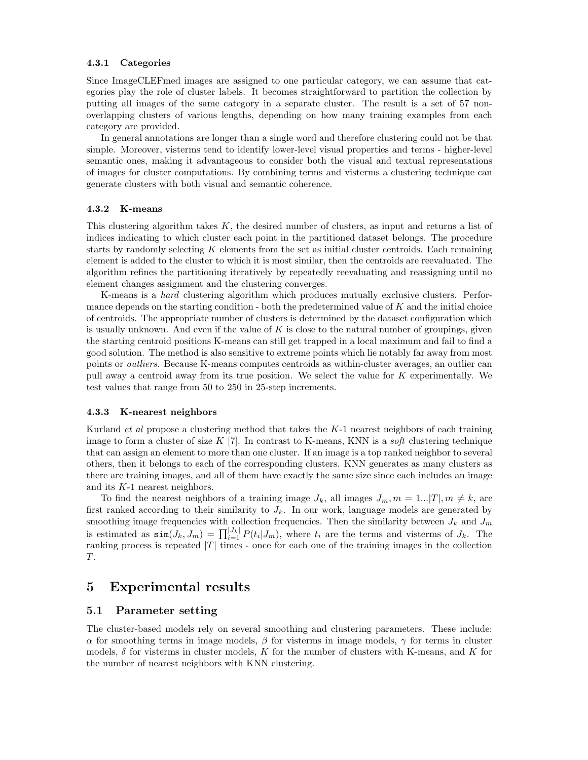#### 4.3.1 Categories

Since ImageCLEFmed images are assigned to one particular category, we can assume that categories play the role of cluster labels. It becomes straightforward to partition the collection by putting all images of the same category in a separate cluster. The result is a set of 57 non-overlapping clusters of various lengths, depending on how many training examples from each category are provided.

In general annotations are longer than a single word and therefore clustering could not be that simple. Moreover, visterms tend to identify lower-level visual properties and terms - higher-level semantic ones, making it advantageous to consider both the visual and textual representations of images for cluster computations. By combining terms and visterms a clustering technique can generate clusters with both visual and semantic coherence.

#### 4.3.2 K-means

This clustering algorithm takes $K$, the desired number of clusters, as input and returns a list of indices indicating to which cluster each point in the partitioned dataset belongs. The procedure starts by randomly selecting $K$ elements from the set as initial cluster centroids. Each remaining element is added to the cluster to which it is most similar, then the centroids are reevaluated. The algorithm refines the partitioning iteratively by repeatedly reevaluating and reassigning until no element changes assignment and the clustering converges.

K-means is a *hard* clustering algorithm which produces mutually exclusive clusters. Performance depends on the starting condition - both the predetermined value of $K$ and the initial choice of centroids. The appropriate number of clusters is determined by the dataset configuration which is usually unknown. And even if the value of $K$ is close to the natural number of groupings, given the starting centroid positions K-means can still get trapped in a local maximum and fail to find a good solution. The method is also sensitive to extreme points which lie notably far away from most points or *outliers*. Because K-means computes centroids as within-cluster averages, an outlier can pull away a centroid away from its true position. We select the value for $K$ experimentally. We test values that range from 50 to 250 in 25-step increments.

#### 4.3.3 K-nearest neighbors

Kurland *et al* propose a clustering method that takes the $K$-1 nearest neighbors of each training image to form a cluster of size $K$ [7]. In contrast to K-means, KNN is a *soft* clustering technique that can assign an element to more than one cluster. If an image is a top ranked neighbor to several others, then it belongs to each of the corresponding clusters. KNN generates as many clusters as there are training images, and all of them have exactly the same size since each includes an image and its $K$-1 nearest neighbors.

To find the nearest neighbors of a training image $J_k$, all images $J_m, m = 1...|T|, m \neq k$, are first ranked according to their similarity to $J_k$. In our work, language models are generated by smoothing image frequencies with collection frequencies. Then the similarity between $J_k$ and $J_m$ is estimated as $\texttt{sim}(J_k, J_m) = \prod_{i=1}^{|J_k|} P(t_i|J_m)$, where $t_i$ are the terms and visterms of $J_k$. The ranking process is repeated $|T|$ times - once for each one of the training images in the collection $T$.

# 5 Experimental results

## 5.1 Parameter setting

The cluster-based models rely on several smoothing and clustering parameters. These include: $\alpha$ for smoothing terms in image models, $\beta$ for visterms in image models, $\gamma$ for terms in cluster models, $\delta$ for visterms in cluster models, $K$ for the number of clusters with K-means, and $K$ for the number of nearest neighbors with KNN clustering.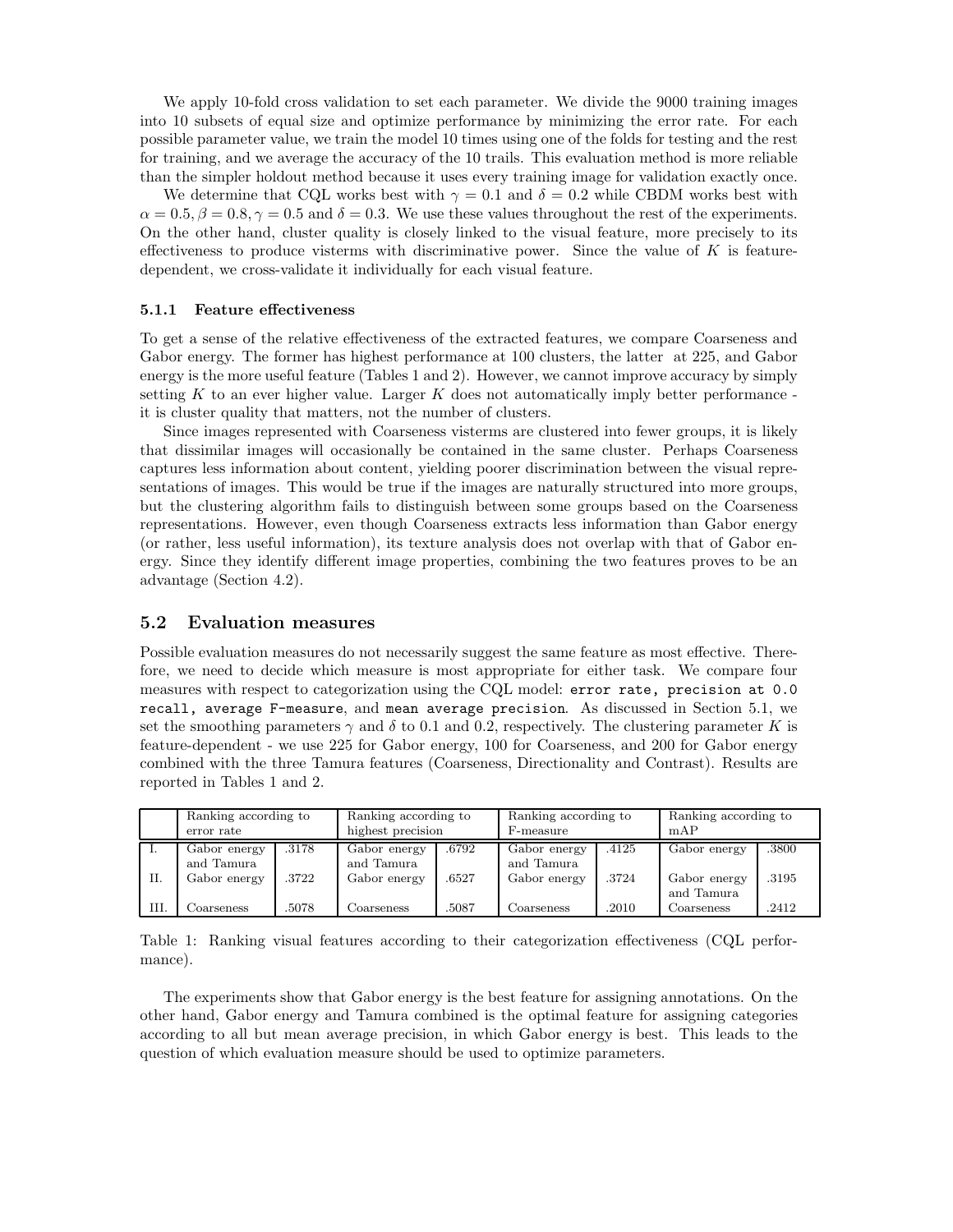We apply 10-fold cross validation to set each parameter. We divide the 9000 training images into 10 subsets of equal size and optimize performance by minimizing the error rate. For each possible parameter value, we train the model 10 times using one of the folds for testing and the rest for training, and we average the accuracy of the 10 trails. This evaluation method is more reliable than the simpler holdout method because it uses every training image for validation exactly once.

We determine that CQL works best with $\gamma = 0.1$ and $\delta = 0.2$ while CBDM works best with $\alpha = 0.5, \beta = 0.8, \gamma = 0.5$ and $\delta = 0.3$. We use these values throughout the rest of the experiments. On the other hand, cluster quality is closely linked to the visual feature, more precisely to its effectiveness to produce visterms with discriminative power. Since the value of $K$ is feature-dependent, we cross-validate it individually for each visual feature.

#### 5.1.1 Feature effectiveness

To get a sense of the relative effectiveness of the extracted features, we compare Coarseness and Gabor energy. The former has highest performance at 100 clusters, the latter at 225, and Gabor energy is the more useful feature (Tables 1 and 2). However, we cannot improve accuracy by simply setting $K$ to an ever higher value. Larger $K$ does not automatically imply better performance - it is cluster quality that matters, not the number of clusters.

Since images represented with Coarseness visterms are clustered into fewer groups, it is likely that dissimilar images will occasionally be contained in the same cluster. Perhaps Coarseness captures less information about content, yielding poorer discrimination between the visual representations of images. This would be true if the images are naturally structured into more groups, but the clustering algorithm fails to distinguish between some groups based on the Coarseness representations. However, even though Coarseness extracts less information than Gabor energy (or rather, less useful information), its texture analysis does not overlap with that of Gabor energy. Since they identify different image properties, combining the two features proves to be an advantage (Section 4.2).

### 5.2 Evaluation measures

Possible evaluation measures do not necessarily suggest the same feature as most effective. Therefore, we need to decide which measure is most appropriate for either task. We compare four measures with respect to categorization using the CQL model: `error rate, precision at 0.0 recall, average F-measure`, and `mean average precision`. As discussed in Section 5.1, we set the smoothing parameters $\gamma$ and $\delta$ to 0.1 and 0.2, respectively. The clustering parameter $K$ is feature-dependent - we use 225 for Gabor energy, 100 for Coarseness, and 200 for Gabor energy combined with the three Tamura features (Coarseness, Directionality and Contrast). Results are reported in Tables 1 and 2.

| | Ranking according to error rate | | Ranking according to highest precision | | Ranking according to F-measure | | Ranking according to mAP | |
|---|---|---|---|---|---|---|---|---|
| I. | Gabor energy and Tamura | .3178 | Gabor energy and Tamura | .6792 | Gabor energy and Tamura | .4125 | Gabor energy | .3800 |
| II. | Gabor energy | .3722 | Gabor energy | .6527 | Gabor energy | .3724 | Gabor energy and Tamura | .3195 |
| III. | Coarseness | .5078 | Coarseness | .5087 | Coarseness | .2010 | Coarseness | .2412 |

Table 1: Ranking visual features according to their categorization effectiveness (CQL performance).

The experiments show that Gabor energy is the best feature for assigning annotations. On the other hand, Gabor energy and Tamura combined is the optimal feature for assigning categories according to all but mean average precision, in which Gabor energy is best. This leads to the question of which evaluation measure should be used to optimize parameters.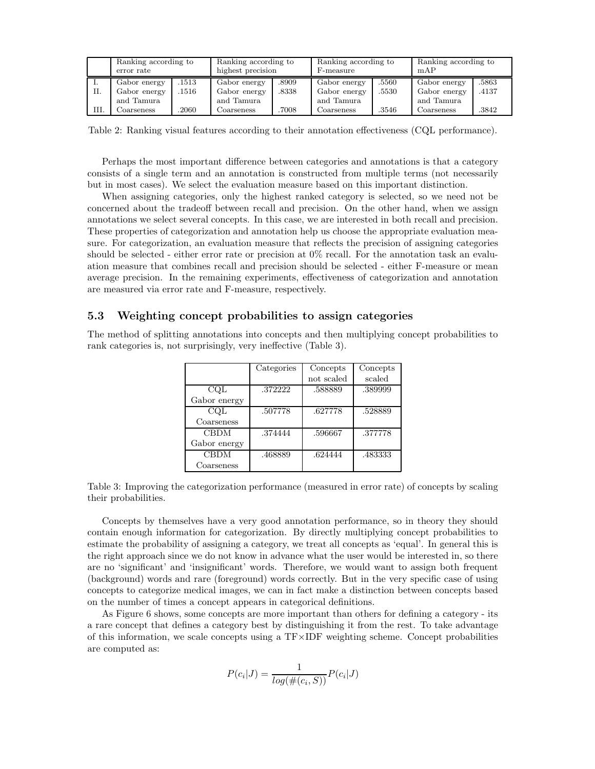| | Ranking according to error rate | | Ranking according to highest precision | | Ranking according to F-measure | | Ranking according to mAP | |
|---|---|---|---|---|---|---|---|---|
| I. | Gabor energy | .1513 | Gabor energy | .8909 | Gabor energy | .5560 | Gabor energy | .5863 |
| II. | Gabor energy and Tamura | .1516 | Gabor energy and Tamura | .8338 | Gabor energy and Tamura | .5530 | Gabor energy and Tamura | .4137 |
| III. | Coarseness | .2060 | Coarseness | .7008 | Coarseness | .3546 | Coarseness | .3842 |

Table 2: Ranking visual features according to their annotation effectiveness (CQL performance).

Perhaps the most important difference between categories and annotations is that a category consists of a single term and an annotation is constructed from multiple terms (not necessarily but in most cases). We select the evaluation measure based on this important distinction.

When assigning categories, only the highest ranked category is selected, so we need not be concerned about the tradeoff between recall and precision. On the other hand, when we assign annotations we select several concepts. In this case, we are interested in both recall and precision. These properties of categorization and annotation help us choose the appropriate evaluation measure. For categorization, an evaluation measure that reflects the precision of assigning categories should be selected - either error rate or precision at 0% recall. For the annotation task an evaluation measure that combines recall and precision should be selected - either F-measure or mean average precision. In the remaining experiments, effectiveness of categorization and annotation are measured via error rate and F-measure, respectively.

### 5.3 Weighting concept probabilities to assign categories

The method of splitting annotations into concepts and then multiplying concept probabilities to rank categories is, not surprisingly, very ineffective (Table 3).

| | Categories | Concepts not scaled | Concepts scaled |
|---|---|---|---|
| CQL Gabor energy | .372222 | .588889 | .389999 |
| CQL Coarseness | .507778 | .627778 | .528889 |
| CBDM Gabor energy | .374444 | .596667 | .377778 |
| CBDM Coarseness | .468889 | .624444 | .483333 |

Table 3: Improving the categorization performance (measured in error rate) of concepts by scaling their probabilities.

Concepts by themselves have a very good annotation performance, so in theory they should contain enough information for categorization. By directly multiplying concept probabilities to estimate the probability of assigning a category, we treat all concepts as 'equal'. In general this is the right approach since we do not know in advance what the user would be interested in, so there are no 'significant' and 'insignificant' words. Therefore, we would want to assign both frequent (background) words and rare (foreground) words correctly. But in the very specific case of using concepts to categorize medical images, we can in fact make a distinction between concepts based on the number of times a concept appears in categorical definitions.

As Figure 6 shows, some concepts are more important than others for defining a category - its a rare concept that defines a category best by distinguishing it from the rest. To take advantage of this information, we scale concepts using a TF×IDF weighting scheme. Concept probabilities are computed as:

$$P(c_i|J) = \frac{1}{log(\#(c_i, S))} P(c_i|J)$$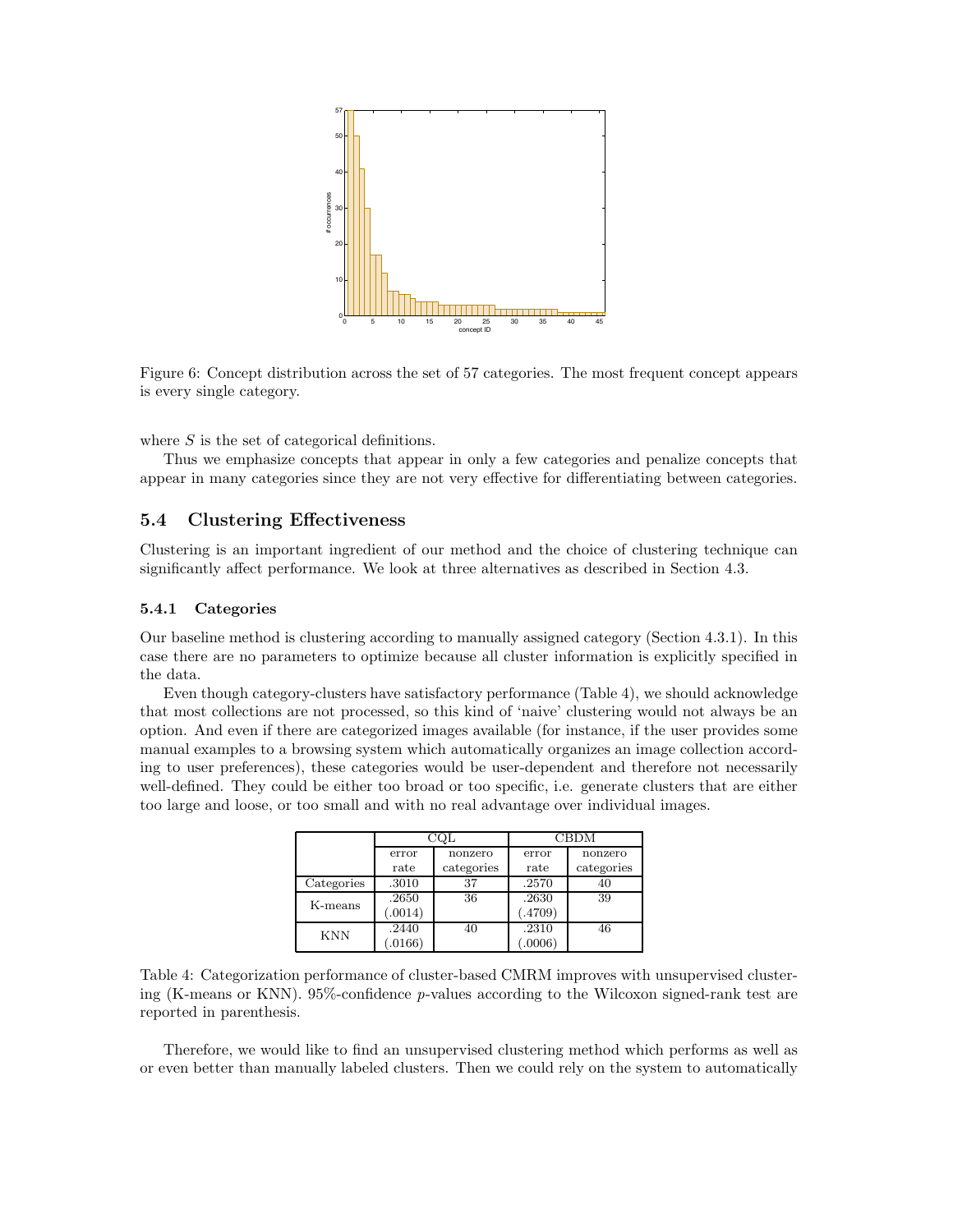Figure 6: Concept distribution across the set of 57 categories. The most frequent concept appears is every single category.

where $S$ is the set of categorical definitions.

Thus we emphasize concepts that appear in only a few categories and penalize concepts that appear in many categories since they are not very effective for differentiating between categories.

## 5.4 Clustering Effectiveness

Clustering is an important ingredient of our method and the choice of clustering technique can significantly affect performance. We look at three alternatives as described in Section 4.3.

### 5.4.1 Categories

Our baseline method is clustering according to manually assigned category (Section 4.3.1). In this case there are no parameters to optimize because all cluster information is explicitly specified in the data.

Even though category-clusters have satisfactory performance (Table 4), we should acknowledge that most collections are not processed, so this kind of 'naive' clustering would not always be an option. And even if there are categorized images available (for instance, if the user provides some manual examples to a browsing system which automatically organizes an image collection according to user preferences), these categories would be user-dependent and therefore not necessarily well-defined. They could be either too broad or too specific, i.e. generate clusters that are either too large and loose, or too small and with no real advantage over individual images.

| | CQL | | CBDM | |
|---|---|---|---|---|
| | error rate | nonzero categories | error rate | nonzero categories |
| Categories | .3010 | 37 | .2570 | 40 |
| K-means | .2650 (.0014) | 36 | .2630 (.4709) | 39 |
| KNN | .2440 (.0166) | 40 | .2310 (.0006) | 46 |

Table 4: Categorization performance of cluster-based CMRM improves with unsupervised clustering (K-means or KNN). 95%-confidence $p$-values according to the Wilcoxon signed-rank test are reported in parenthesis.

Therefore, we would like to find an unsupervised clustering method which performs as well as or even better than manually labeled clusters. Then we could rely on the system to automatically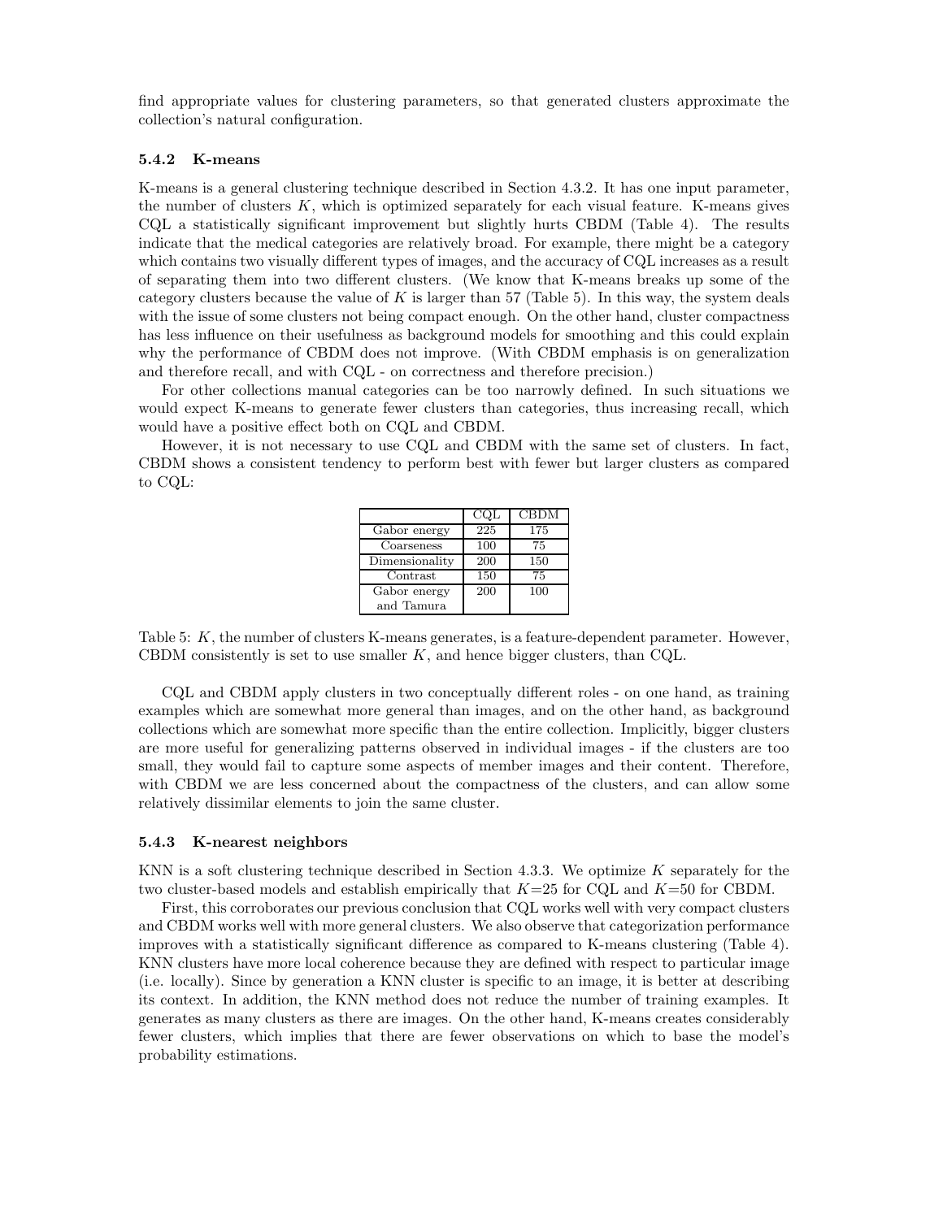find appropriate values for clustering parameters, so that generated clusters approximate the collection's natural configuration.

#### 5.4.2 K-means

K-means is a general clustering technique described in Section 4.3.2. It has one input parameter, the number of clusters $K$, which is optimized separately for each visual feature. K-means gives CQL a statistically significant improvement but slightly hurts CBDM (Table 4). The results indicate that the medical categories are relatively broad. For example, there might be a category which contains two visually different types of images, and the accuracy of CQL increases as a result of separating them into two different clusters. (We know that K-means breaks up some of the category clusters because the value of $K$ is larger than 57 (Table 5). In this way, the system deals with the issue of some clusters not being compact enough. On the other hand, cluster compactness has less influence on their usefulness as background models for smoothing and this could explain why the performance of CBDM does not improve. (With CBDM emphasis is on generalization and therefore recall, and with CQL - on correctness and therefore precision.)

For other collections manual categories can be too narrowly defined. In such situations we would expect K-means to generate fewer clusters than categories, thus increasing recall, which would have a positive effect both on CQL and CBDM.

However, it is not necessary to use CQL and CBDM with the same set of clusters. In fact, CBDM shows a consistent tendency to perform best with fewer but larger clusters as compared to CQL:

| | CQL | CBDM |
|---|---|---|
| Gabor energy | 225 | 175 |
| Coarseness | 100 | 75 |
| Dimensionality | 200 | 150 |
| Contrast | 150 | 75 |
| Gabor energy and Tamura | 200 | 100 |

Table 5: $K$, the number of clusters K-means generates, is a feature-dependent parameter. However, CBDM consistently is set to use smaller $K$, and hence bigger clusters, than CQL.

CQL and CBDM apply clusters in two conceptually different roles - on one hand, as training examples which are somewhat more general than images, and on the other hand, as background collections which are somewhat more specific than the entire collection. Implicitly, bigger clusters are more useful for generalizing patterns observed in individual images - if the clusters are too small, they would fail to capture some aspects of member images and their content. Therefore, with CBDM we are less concerned about the compactness of the clusters, and can allow some relatively dissimilar elements to join the same cluster.

#### 5.4.3 K-nearest neighbors

KNN is a soft clustering technique described in Section 4.3.3. We optimize $K$ separately for the two cluster-based models and establish empirically that $K$=25 for CQL and $K$=50 for CBDM.

First, this corroborates our previous conclusion that CQL works well with very compact clusters and CBDM works well with more general clusters. We also observe that categorization performance improves with a statistically significant difference as compared to K-means clustering (Table 4). KNN clusters have more local coherence because they are defined with respect to particular image (i.e. locally). Since by generation a KNN cluster is specific to an image, it is better at describing its context. In addition, the KNN method does not reduce the number of training examples. It generates as many clusters as there are images. On the other hand, K-means creates considerably fewer clusters, which implies that there are fewer observations on which to base the model's probability estimations.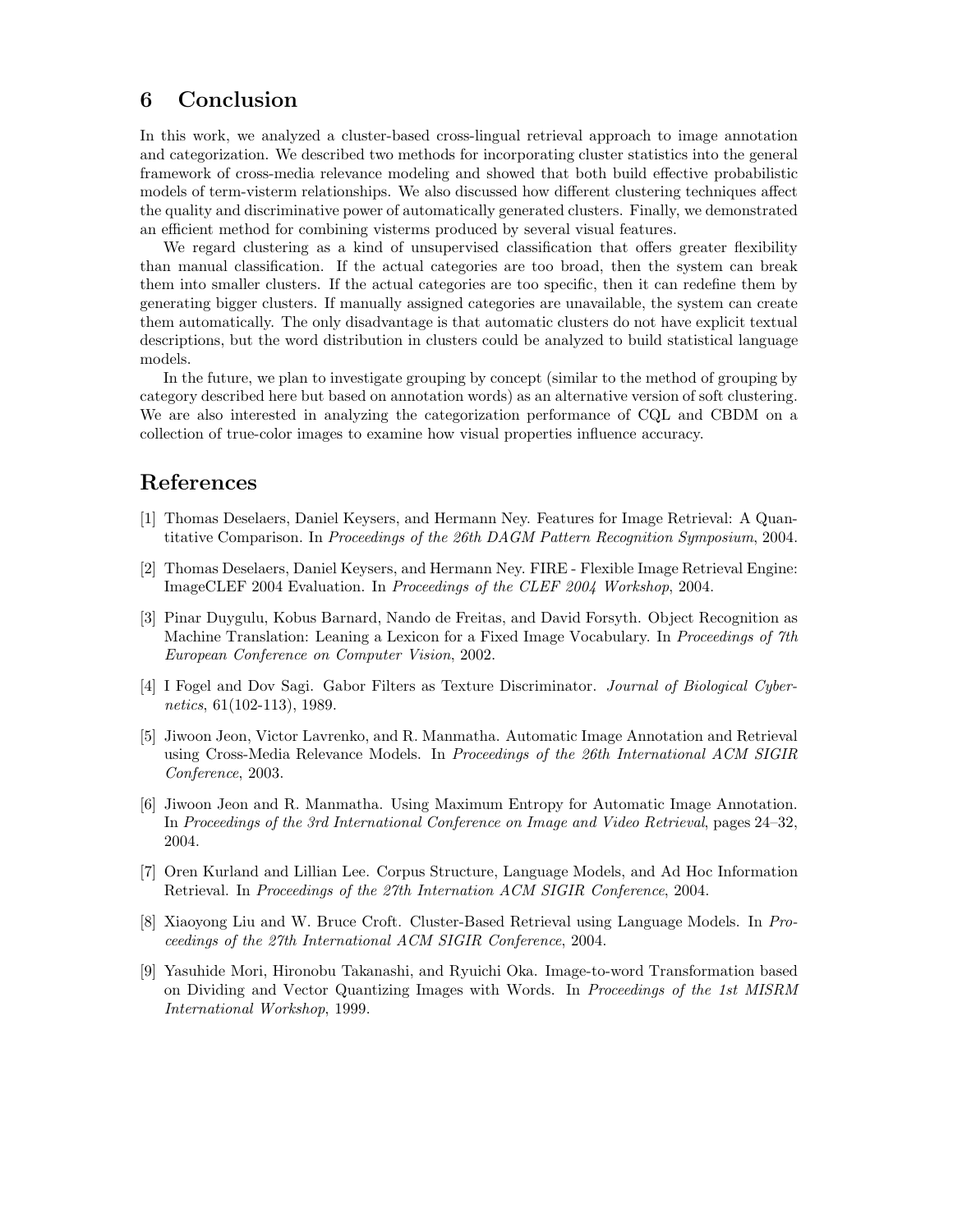## 6 Conclusion

In this work, we analyzed a cluster-based cross-lingual retrieval approach to image annotation and categorization. We described two methods for incorporating cluster statistics into the general framework of cross-media relevance modeling and showed that both build effective probabilistic models of term-visterm relationships. We also discussed how different clustering techniques affect the quality and discriminative power of automatically generated clusters. Finally, we demonstrated an efficient method for combining visterms produced by several visual features.

We regard clustering as a kind of unsupervised classification that offers greater flexibility than manual classification. If the actual categories are too broad, then the system can break them into smaller clusters. If the actual categories are too specific, then it can redefine them by generating bigger clusters. If manually assigned categories are unavailable, the system can create them automatically. The only disadvantage is that automatic clusters do not have explicit textual descriptions, but the word distribution in clusters could be analyzed to build statistical language models.

In the future, we plan to investigate grouping by concept (similar to the method of grouping by category described here but based on annotation words) as an alternative version of soft clustering. We are also interested in analyzing the categorization performance of CQL and CBDM on a collection of true-color images to examine how visual properties influence accuracy.

## References

[1] Thomas Deselaers, Daniel Keysers, and Hermann Ney. Features for Image Retrieval: A Quantitative Comparison. In *Proceedings of the 26th DAGM Pattern Recognition Symposium*, 2004.

[2] Thomas Deselaers, Daniel Keysers, and Hermann Ney. FIRE - Flexible Image Retrieval Engine: ImageCLEF 2004 Evaluation. In *Proceedings of the CLEF 2004 Workshop*, 2004.

[3] Pinar Duygulu, Kobus Barnard, Nando de Freitas, and David Forsyth. Object Recognition as Machine Translation: Leaning a Lexicon for a Fixed Image Vocabulary. In *Proceedings of 7th European Conference on Computer Vision*, 2002.

[4] I Fogel and Dov Sagi. Gabor Filters as Texture Discriminator. *Journal of Biological Cybernetics*, 61(102-113), 1989.

[5] Jiwoon Jeon, Victor Lavrenko, and R. Manmatha. Automatic Image Annotation and Retrieval using Cross-Media Relevance Models. In *Proceedings of the 26th International ACM SIGIR Conference*, 2003.

[6] Jiwoon Jeon and R. Manmatha. Using Maximum Entropy for Automatic Image Annotation. In *Proceedings of the 3rd International Conference on Image and Video Retrieval*, pages 24–32, 2004.

[7] Oren Kurland and Lillian Lee. Corpus Structure, Language Models, and Ad Hoc Information Retrieval. In *Proceedings of the 27th Internation ACM SIGIR Conference*, 2004.

[8] Xiaoyong Liu and W. Bruce Croft. Cluster-Based Retrieval using Language Models. In *Proceedings of the 27th International ACM SIGIR Conference*, 2004.

[9] Yasuhide Mori, Hironobu Takanashi, and Ryuichi Oka. Image-to-word Transformation based on Dividing and Vector Quantizing Images with Words. In *Proceedings of the 1st MISRM International Workshop*, 1999.